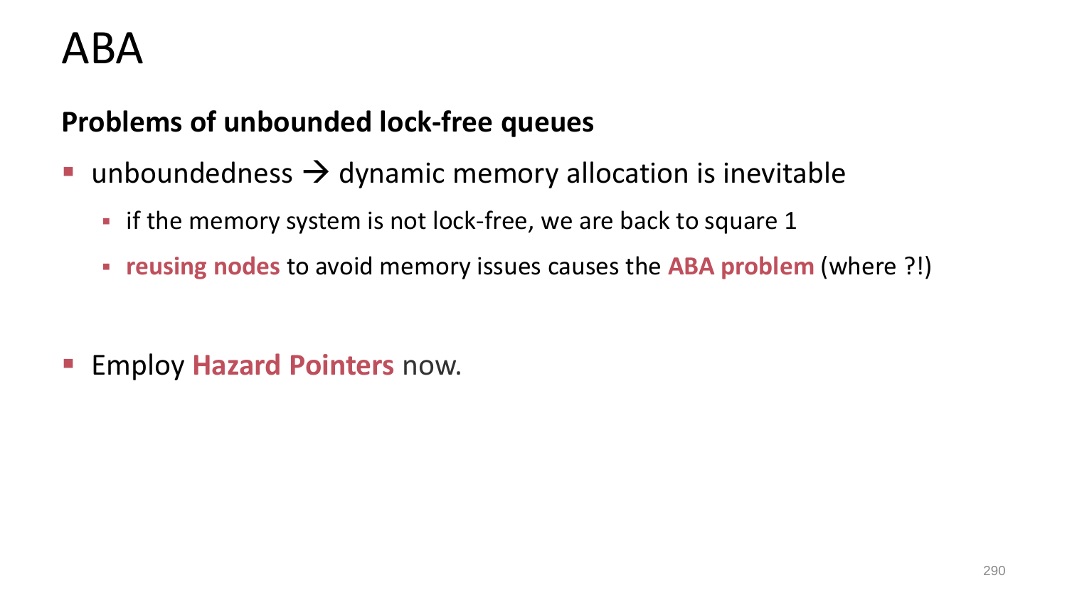# ABA

**Problems of unbounded lock-free queues**

- unboundedness → dynamic memory allocation is inevitable
  - if the memory system is not lock-free, we are back to square 1
  - **reusing nodes** to avoid memory issues causes the **ABA problem** (where ?!)

- Employ **Hazard Pointers** now.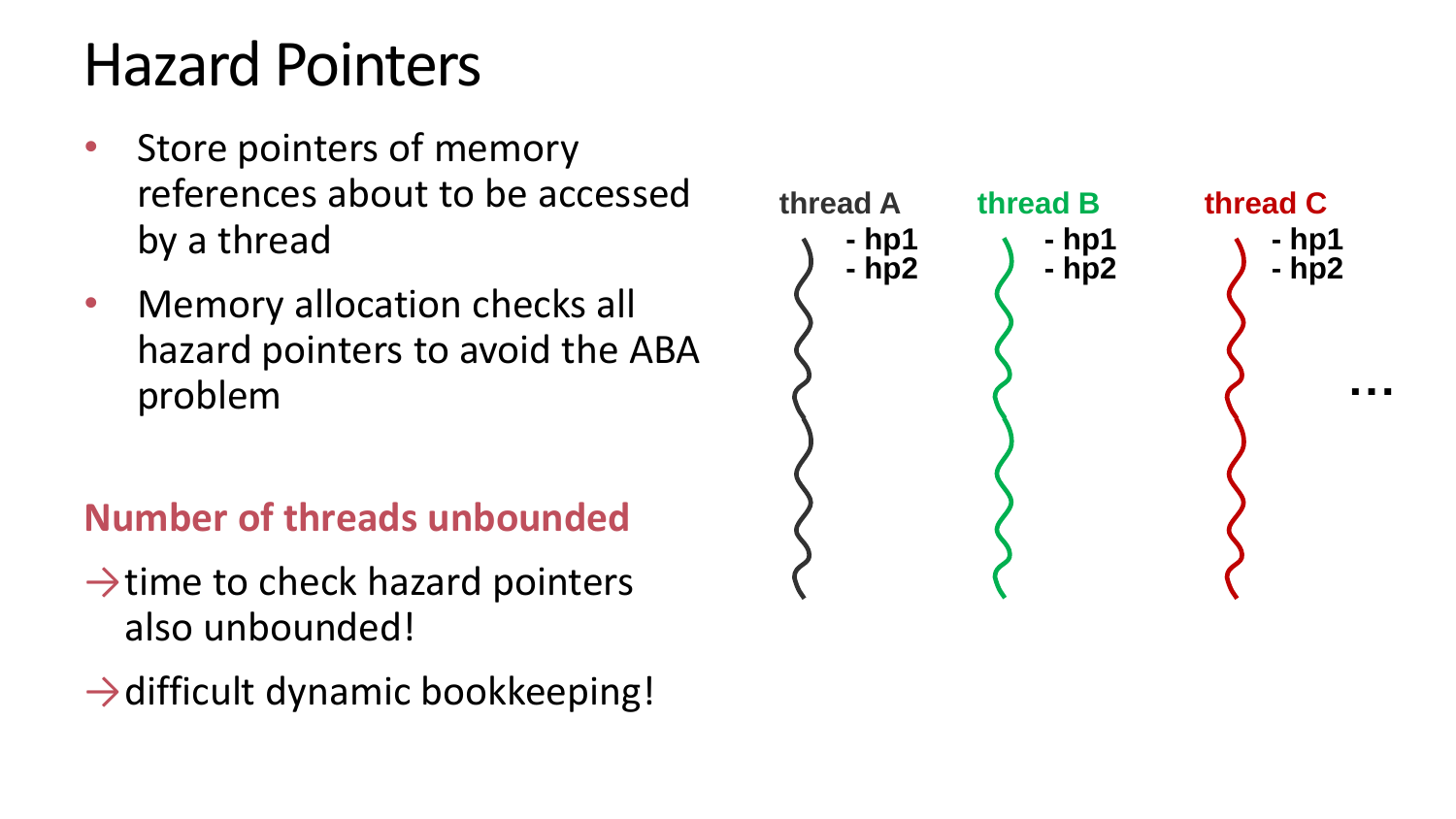# Hazard Pointers

- Store pointers of memory references about to be accessed by a thread
- Memory allocation checks all hazard pointers to avoid the ABA problem

**Number of threads unbounded**

→ time to check hazard pointers also unbounded!

→ difficult dynamic bookkeeping!

**thread A**
- hp1
- hp2

**thread B**
- hp1
- hp2

**thread C**
- hp1
- hp2

…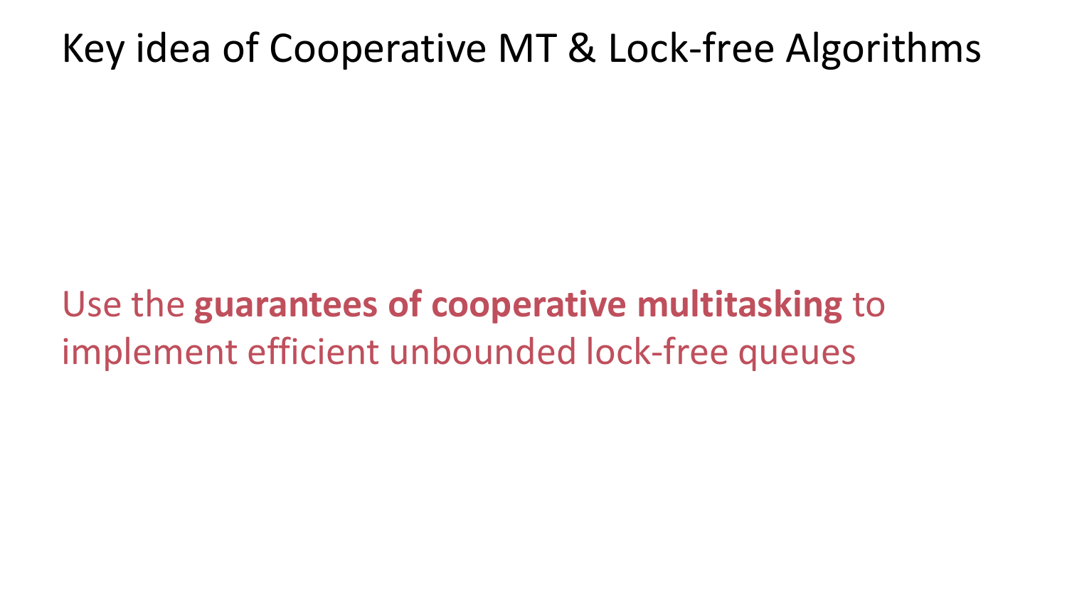# Key idea of Cooperative MT & Lock-free Algorithms

Use the **guarantees of cooperative multitasking** to implement efficient unbounded lock-free queues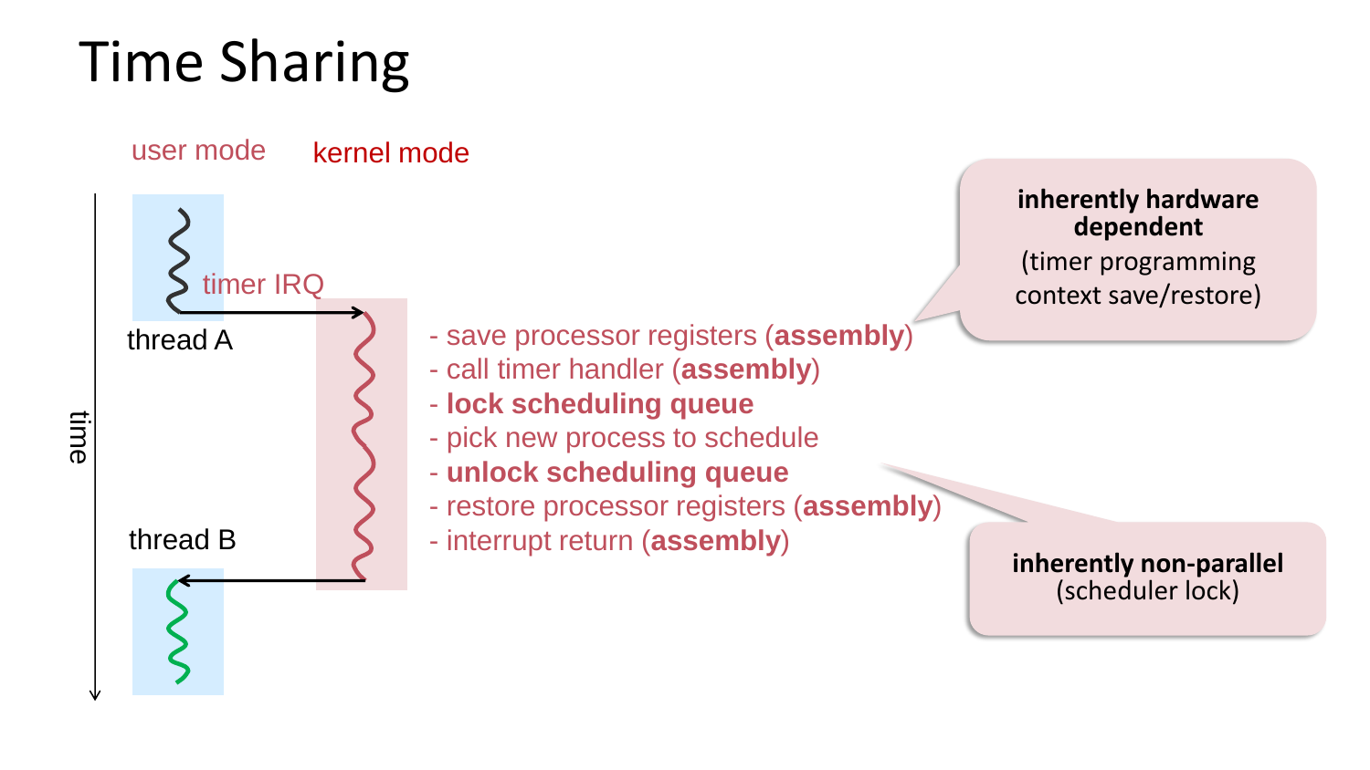# Time Sharing

user mode

kernel mode

time

thread A

timer IRQ

thread B

- save processor registers (**assembly**)
- call timer handler (**assembly**)
- **lock scheduling queue**
- pick new process to schedule
- **unlock scheduling queue**
- restore processor registers (**assembly**)
- interrupt return (**assembly**)

**inherently hardware dependent**
(timer programming
context save/restore)

**inherently non-parallel**
(scheduler lock)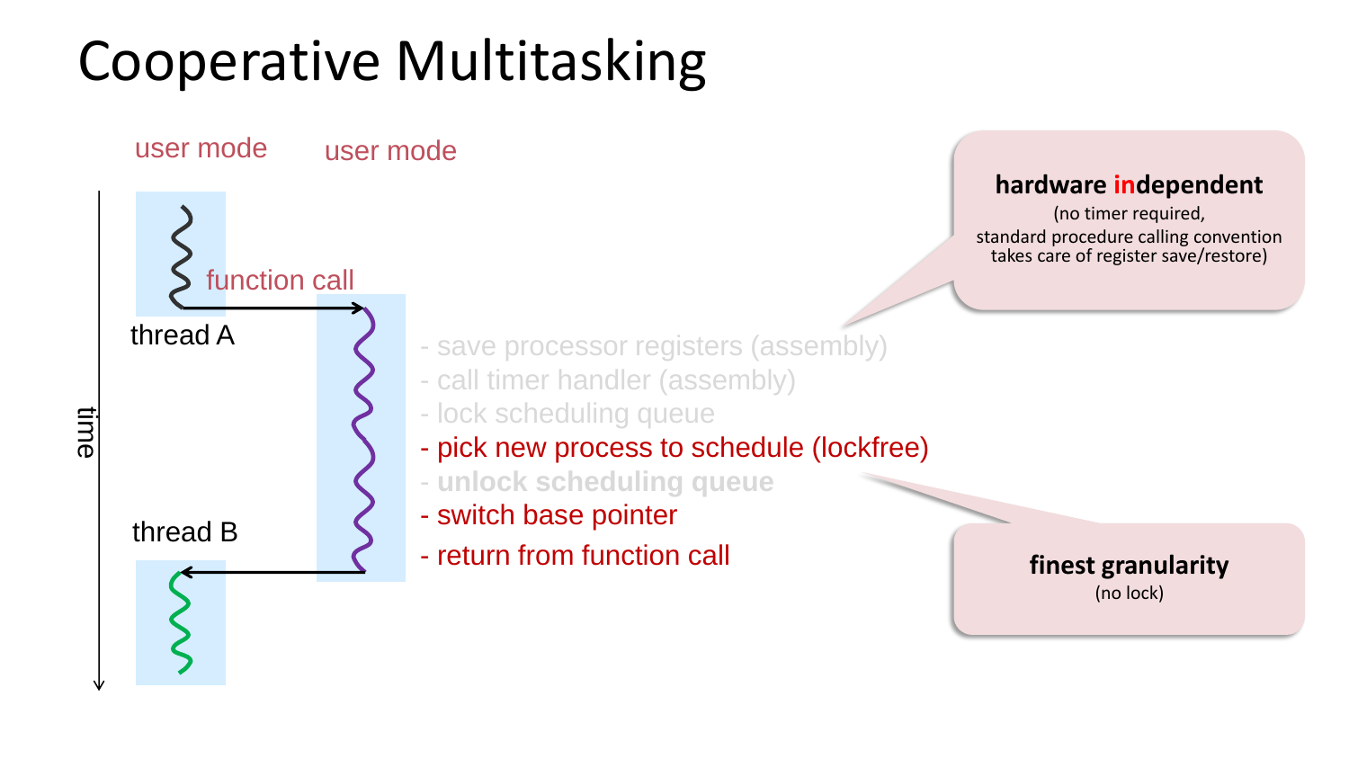# Cooperative Multitasking

user mode user mode

function call

thread A

thread B

time

- save processor registers (assembly)
- call timer handler (assembly)
- lock scheduling queue
- pick new process to schedule (lockfree)
- unlock scheduling queue
- switch base pointer
- return from function call

**hardware independent**
(no timer required, standard procedure calling convention takes care of register save/restore)

**finest granularity**
(no lock)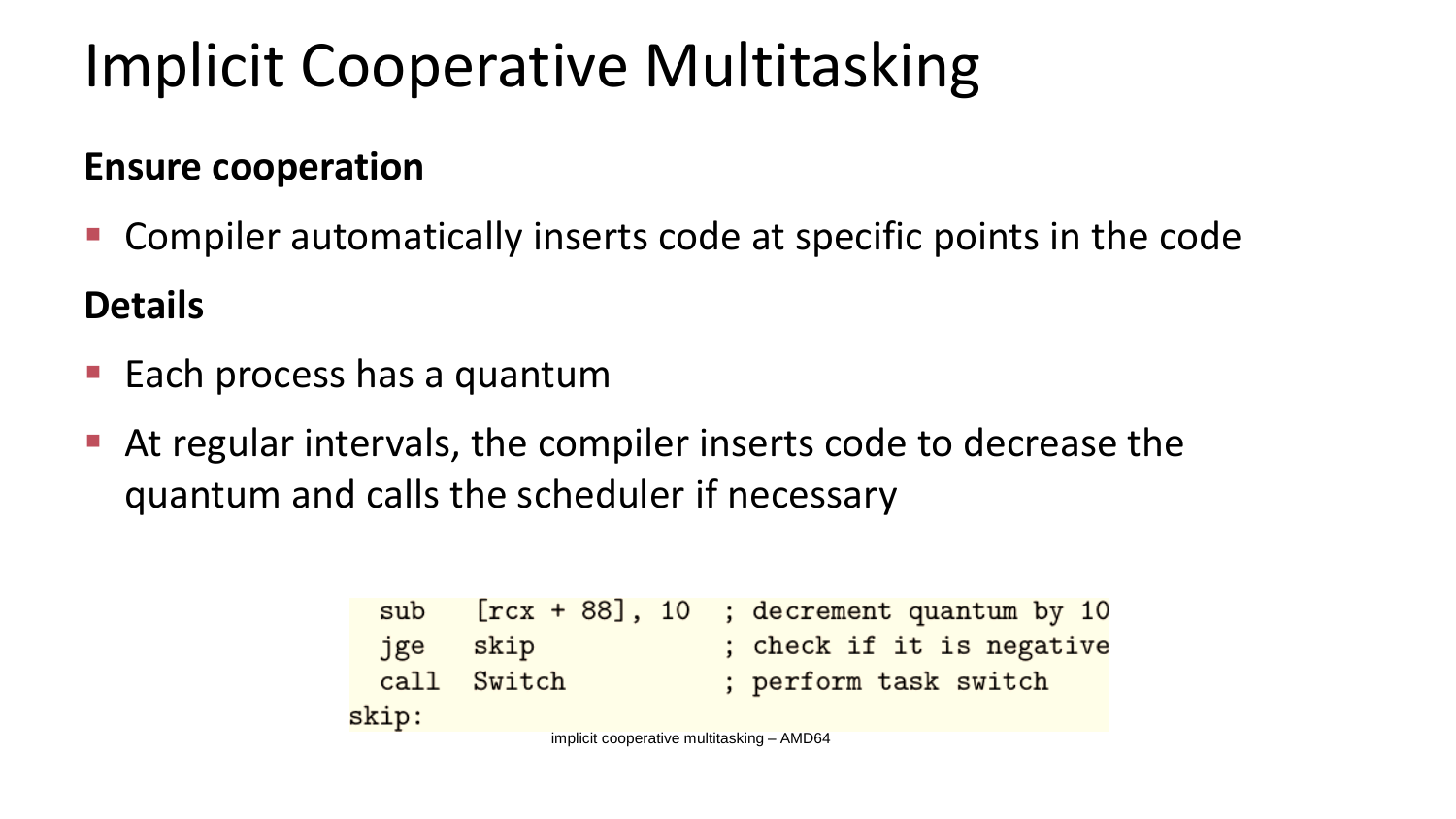# Implicit Cooperative Multitasking

**Ensure cooperation**

- Compiler automatically inserts code at specific points in the code

**Details**

- Each process has a quantum
- At regular intervals, the compiler inserts code to decrease the quantum and calls the scheduler if necessary

```
  sub   [rcx + 88], 10  ; decrement quantum by 10
  jge   skip            ; check if it is negative
  call  Switch          ; perform task switch
skip:
```

implicit cooperative multitasking – AMD64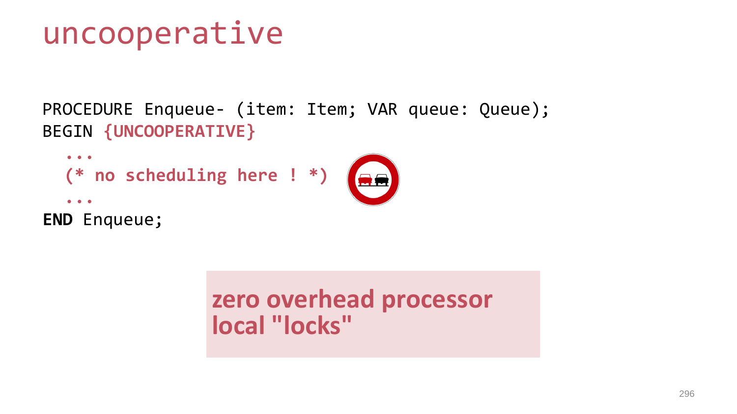# uncooperative

```
PROCEDURE Enqueue- (item: Item; VAR queue: Queue);
BEGIN {UNCOOPERATIVE}
  ...
  (* no scheduling here ! *)
  ...
END Enqueue;
```

**zero overhead processor local "locks"**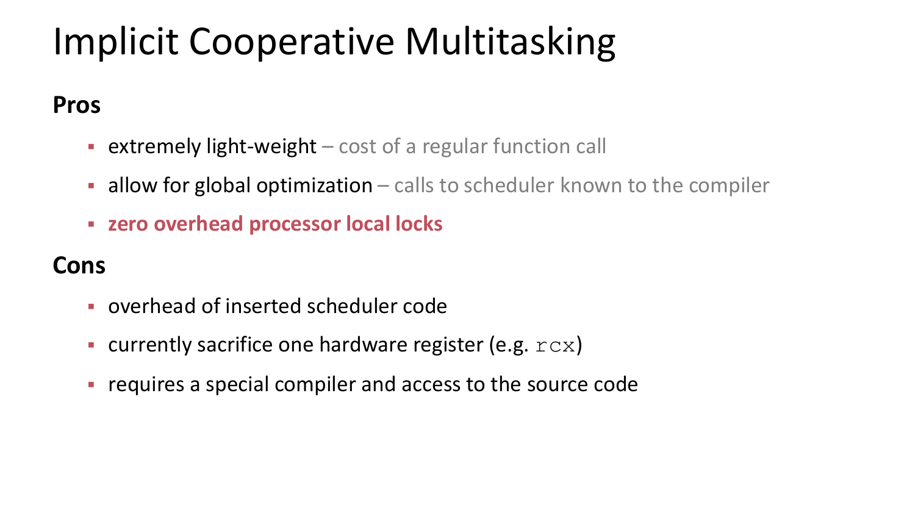# Implicit Cooperative Multitasking

**Pros**

- extremely light-weight – cost of a regular function call
- allow for global optimization – calls to scheduler known to the compiler
- **zero overhead processor local locks**

**Cons**

- overhead of inserted scheduler code
- currently sacrifice one hardware register (e.g. `rcx`)
- requires a special compiler and access to the source code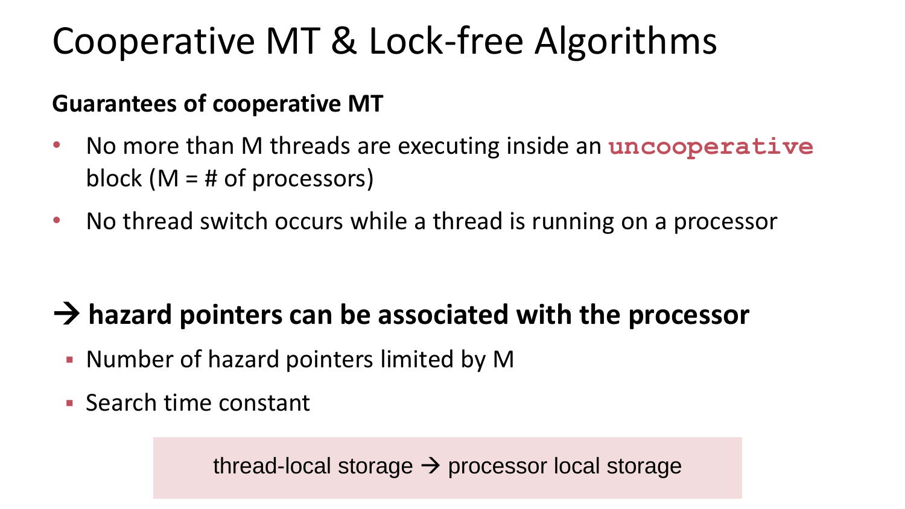# Cooperative MT & Lock-free Algorithms

**Guarantees of cooperative MT**

- No more than M threads are executing inside an `uncooperative` block (M = # of processors)
- No thread switch occurs while a thread is running on a processor

## → hazard pointers can be associated with the processor

- Number of hazard pointers limited by M
- Search time constant

thread-local storage → processor local storage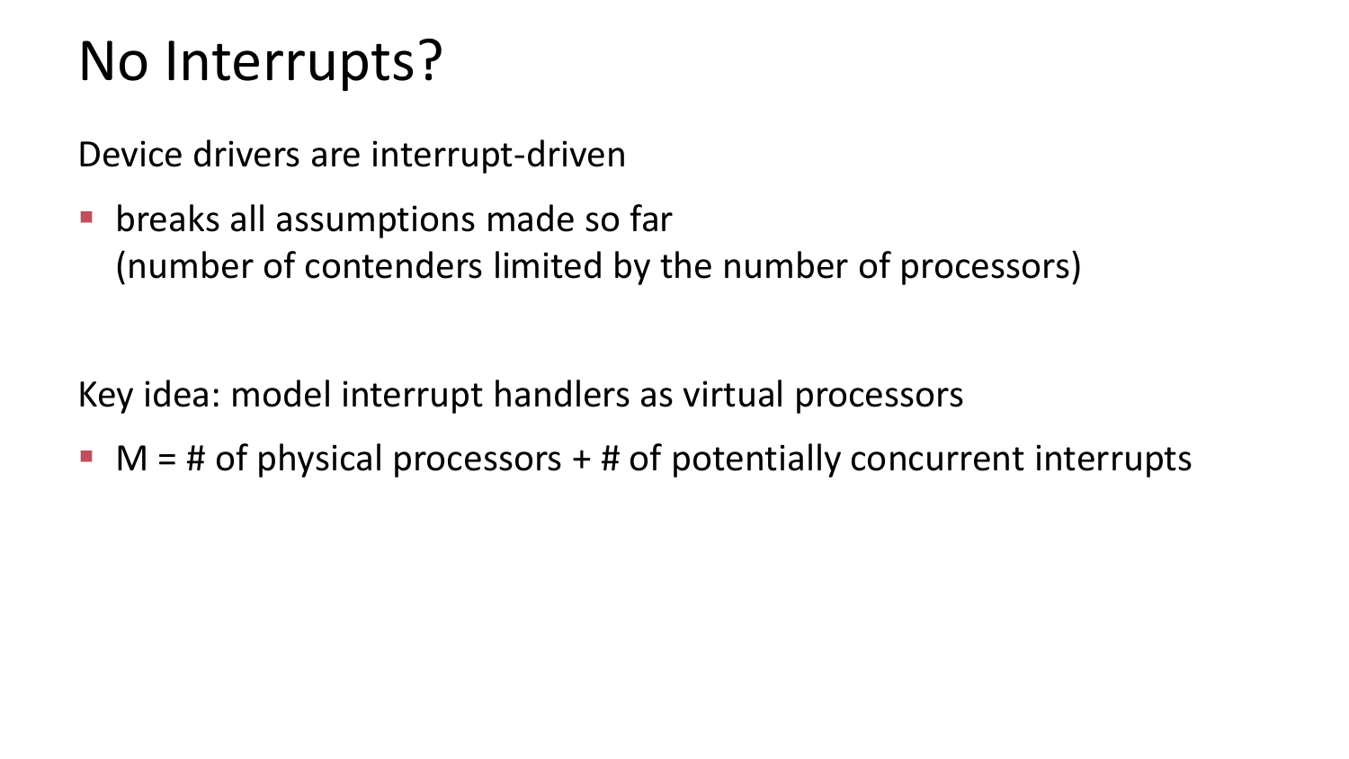# No Interrupts?

Device drivers are interrupt-driven

- breaks all assumptions made so far
  (number of contenders limited by the number of processors)

Key idea: model interrupt handlers as virtual processors

- M = # of physical processors + # of potentially concurrent interrupts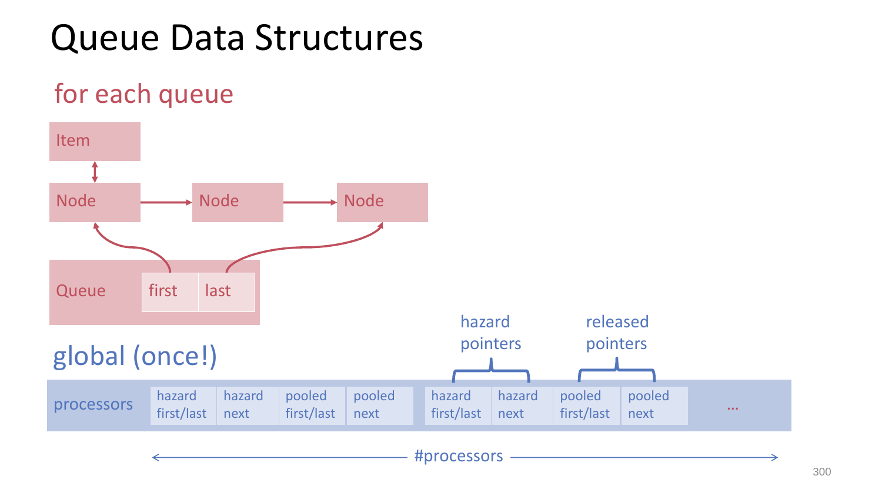# Queue Data Structures

## for each queue

Item

Node → Node → Node

Queue | first | last

## global (once!)

| processors | hazard first/last | hazard next | pooled first/last | pooled next | hazard first/last | hazard next | pooled first/last | pooled next | ... |
|---|---|---|---|---|---|---|---|---|---|

hazard pointers

released pointers

#processors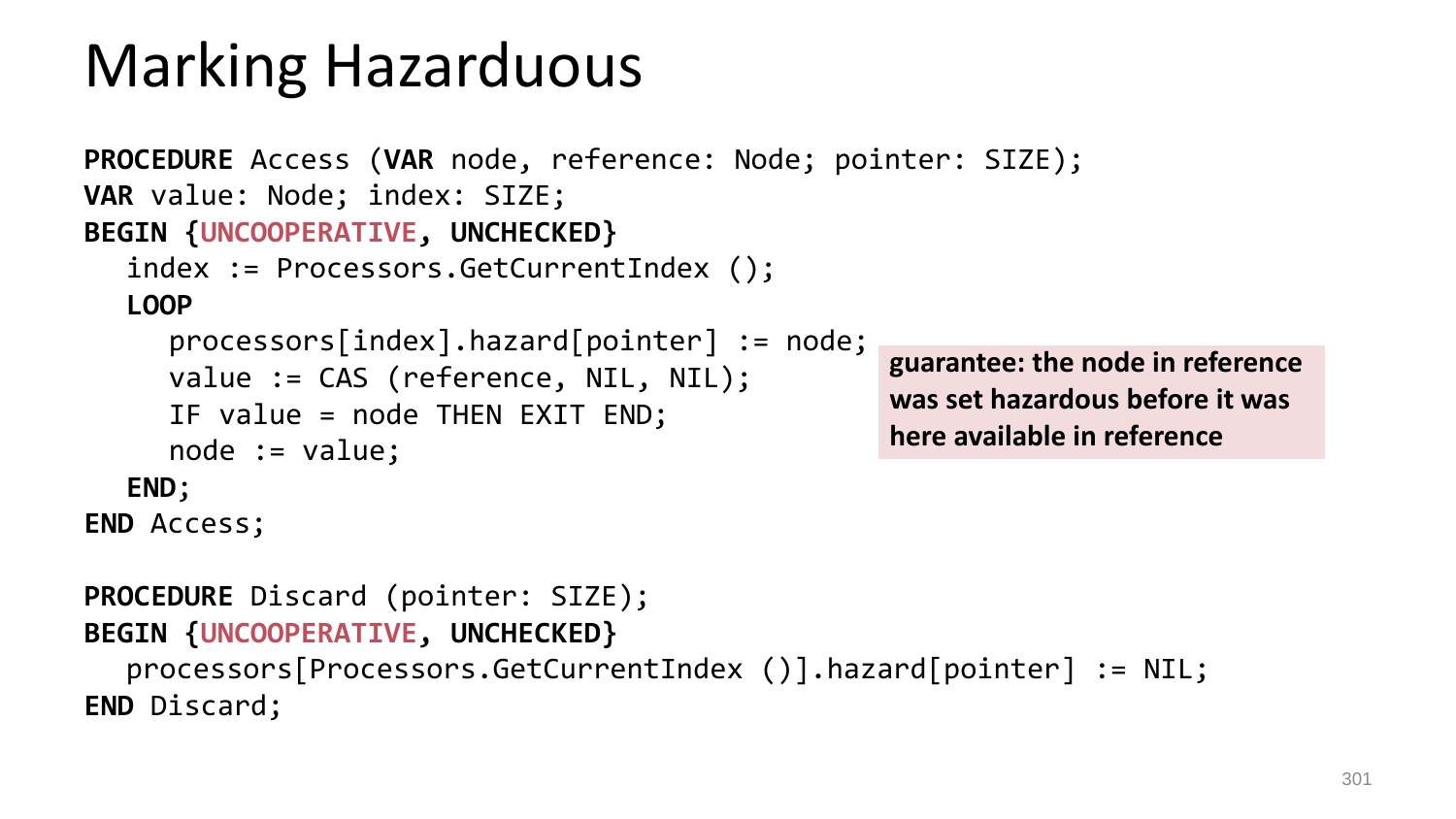# Marking Hazarduous

```
PROCEDURE Access (VAR node, reference: Node; pointer: SIZE);
VAR value: Node; index: SIZE;
BEGIN {UNCOOPERATIVE, UNCHECKED}
   index := Processors.GetCurrentIndex ();
   LOOP
      processors[index].hazard[pointer] := node;
      value := CAS (reference, NIL, NIL);
      IF value = node THEN EXIT END;
      node := value;
   END;
END Access;
```

**guarantee: the node in reference was set hazardous before it was here available in reference**

```
PROCEDURE Discard (pointer: SIZE);
BEGIN {UNCOOPERATIVE, UNCHECKED}
   processors[Processors.GetCurrentIndex ()].hazard[pointer] := NIL;
END Discard;
```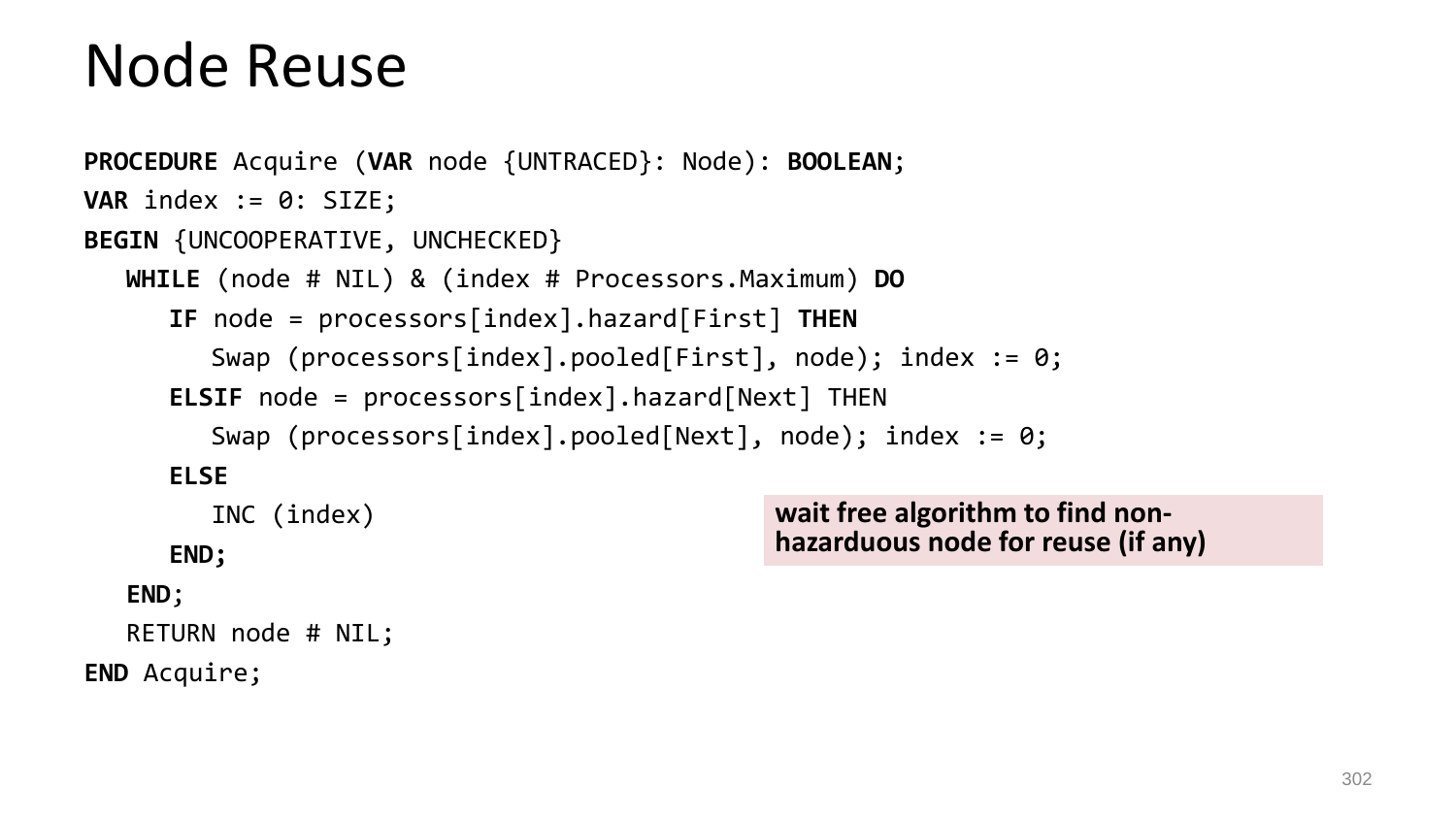# Node Reuse

```
PROCEDURE Acquire (VAR node {UNTRACED}: Node): BOOLEAN;
VAR index := 0: SIZE;
BEGIN {UNCOOPERATIVE, UNCHECKED}
   WHILE (node # NIL) & (index # Processors.Maximum) DO
      IF node = processors[index].hazard[First] THEN
         Swap (processors[index].pooled[First], node); index := 0;
      ELSIF node = processors[index].hazard[Next] THEN
         Swap (processors[index].pooled[Next], node); index := 0;
      ELSE
         INC (index)
      END;
   END;
   RETURN node # NIL;
END Acquire;
```

**wait free algorithm to find non-hazarduous node for reuse (if any)**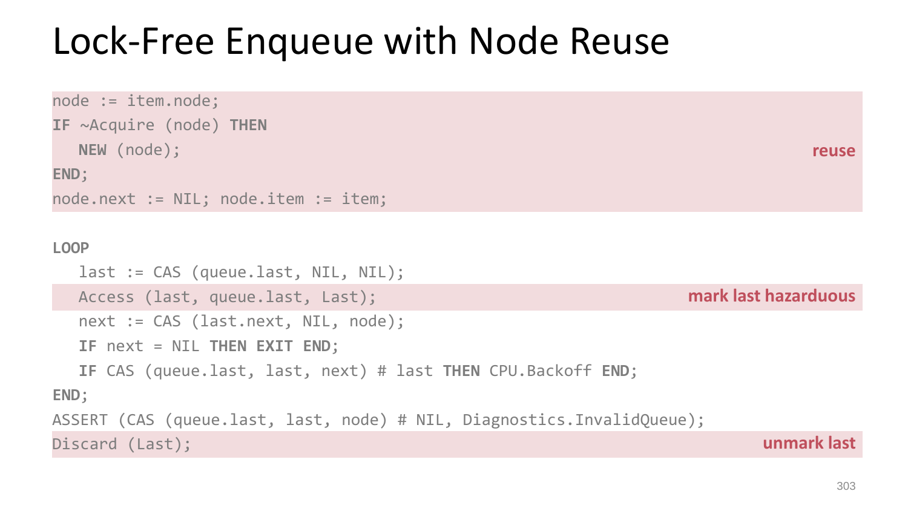# Lock-Free Enqueue with Node Reuse

```
node := item.node;
IF ~Acquire (node) THEN
   NEW (node);
END;
node.next := NIL; node.item := item;
```

**reuse**

```
LOOP
   last := CAS (queue.last, NIL, NIL);
   Access (last, queue.last, Last);
   next := CAS (last.next, NIL, node);
   IF next = NIL THEN EXIT END;
   IF CAS (queue.last, last, next) # last THEN CPU.Backoff END;
END;
ASSERT (CAS (queue.last, last, node) # NIL, Diagnostics.InvalidQueue);
Discard (Last);
```

**mark last hazarduous** (at `Access (last, queue.last, Last);`)

**unmark last** (at `Discard (Last);`)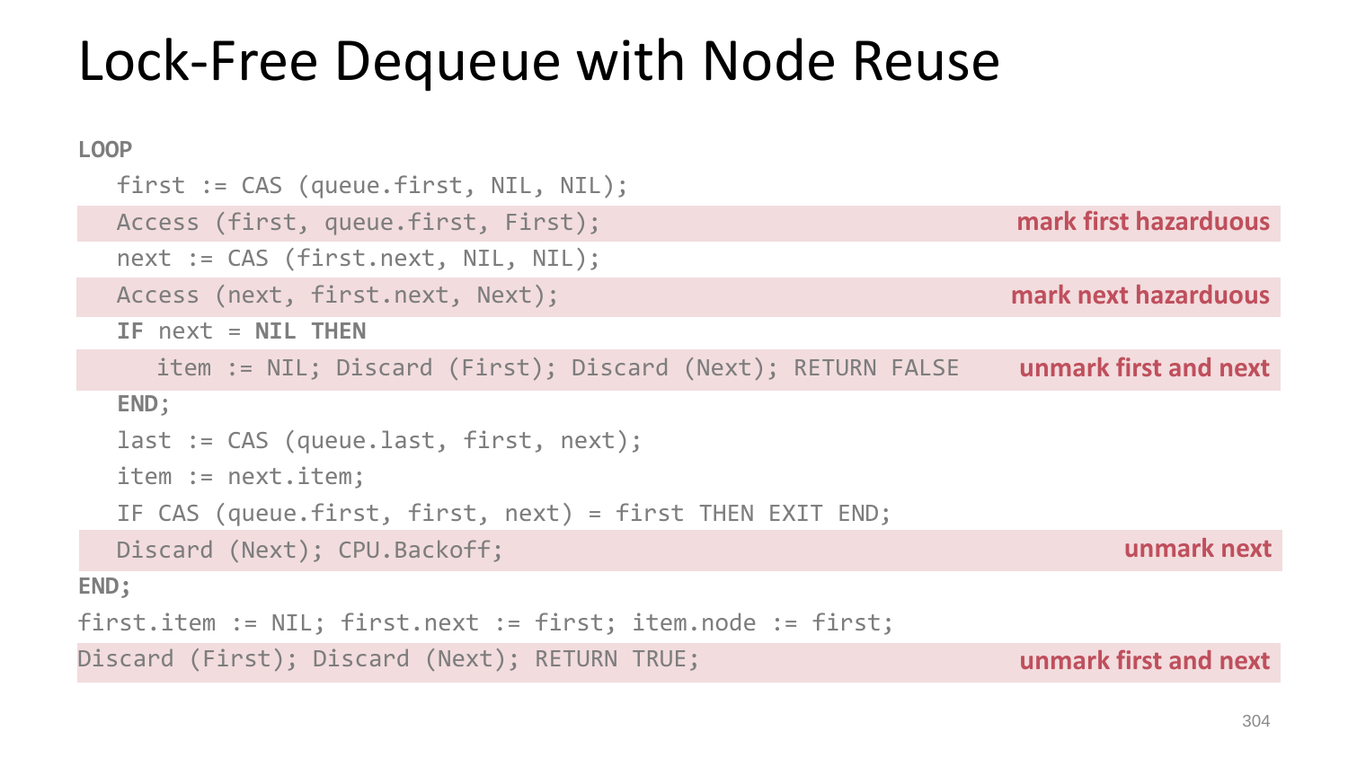# Lock-Free Dequeue with Node Reuse

```
LOOP
   first := CAS (queue.first, NIL, NIL);
   Access (first, queue.first, First);                      mark first hazarduous
   next := CAS (first.next, NIL, NIL);
   Access (next, first.next, Next);                         mark next hazarduous
   IF next = NIL THEN
      item := NIL; Discard (First); Discard (Next); RETURN FALSE   unmark first and next
   END;
   last := CAS (queue.last, first, next);
   item := next.item;
   IF CAS (queue.first, first, next) = first THEN EXIT END;
   Discard (Next); CPU.Backoff;                             unmark next
END;
first.item := NIL; first.next := first; item.node := first;
Discard (First); Discard (Next); RETURN TRUE;               unmark first and next
```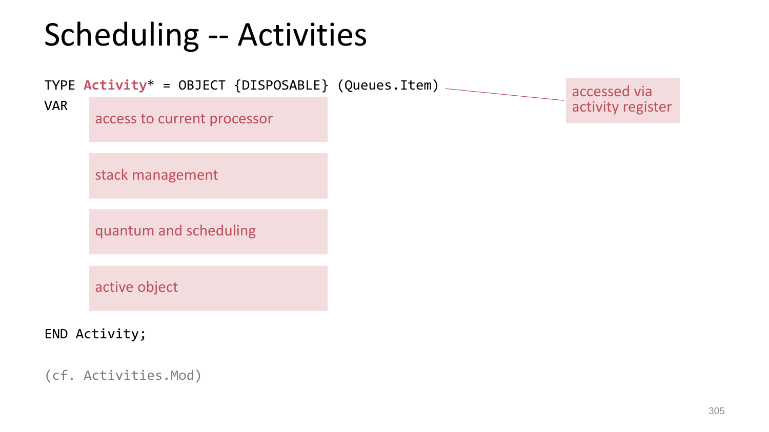# Scheduling -- Activities

```
TYPE Activity* = OBJECT {DISPOSABLE} (Queues.Item)
VAR
        access to current processor

        stack management

        quantum and scheduling

        active object

END Activity;
```

accessed via activity register

(cf. Activities.Mod)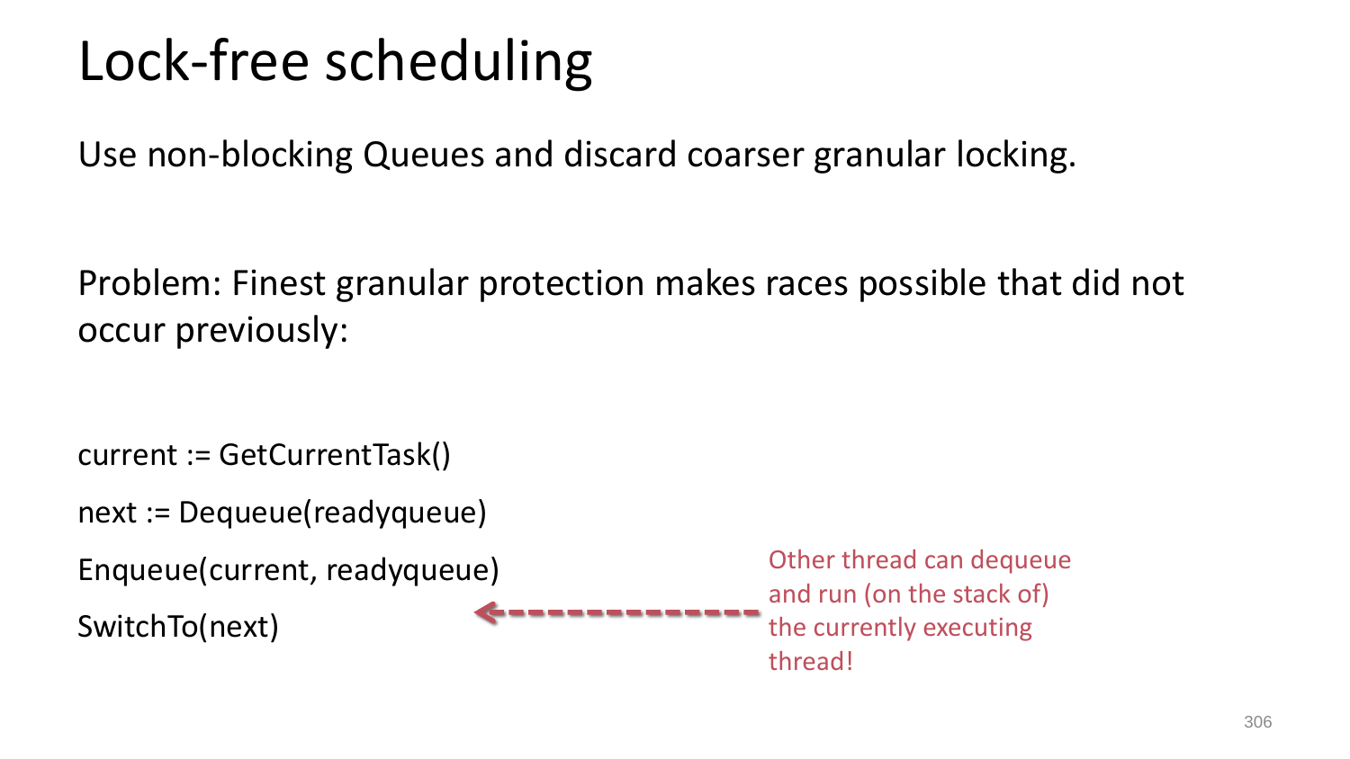# Lock-free scheduling

Use non-blocking Queues and discard coarser granular locking.

Problem: Finest granular protection makes races possible that did not occur previously:

```
current := GetCurrentTask()
next := Dequeue(readyqueue)
Enqueue(current, readyqueue)
SwitchTo(next)
```

Other thread can dequeue and run (on the stack of) the currently executing thread!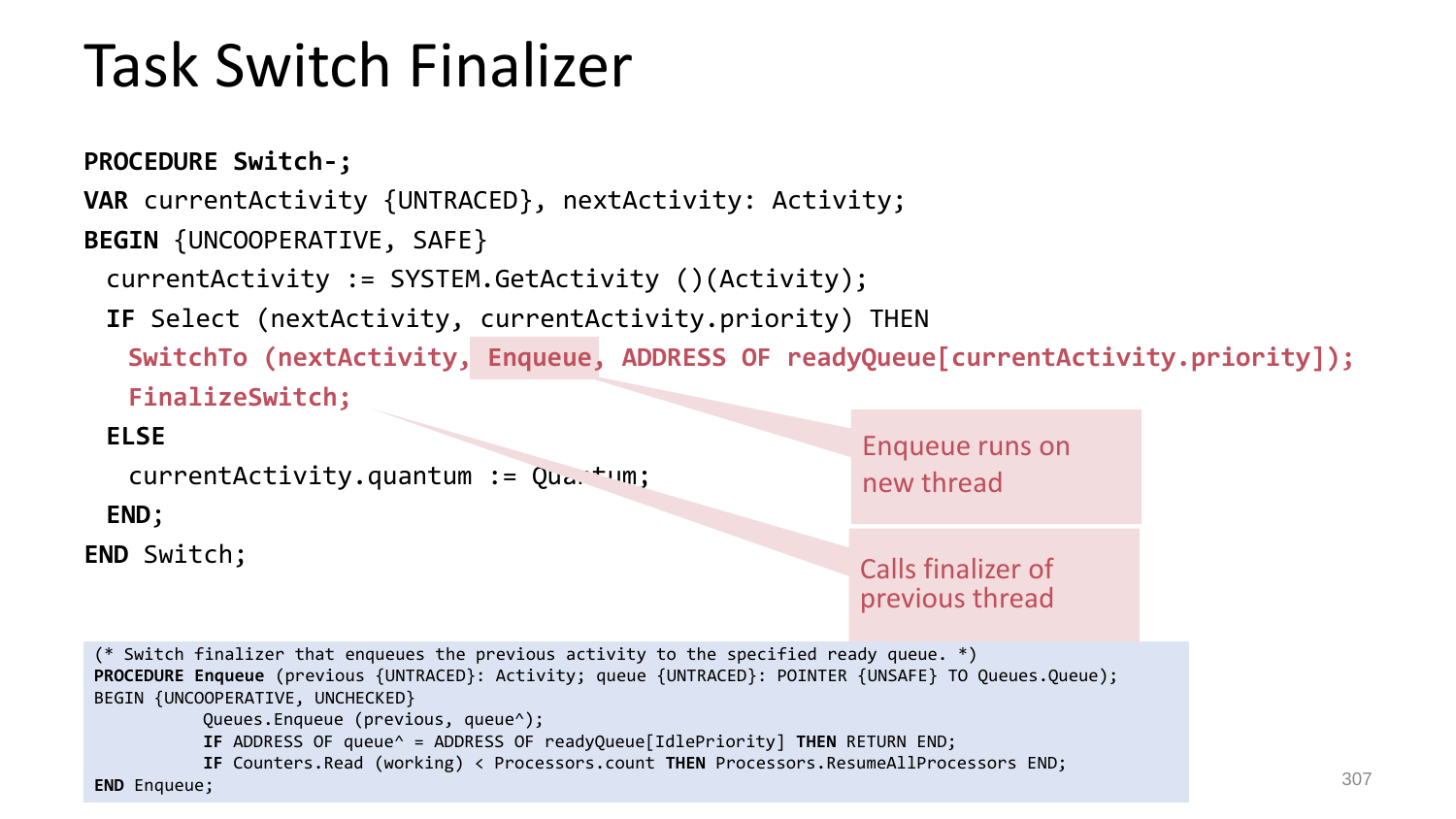# Task Switch Finalizer

```
PROCEDURE Switch-;
VAR currentActivity {UNTRACED}, nextActivity: Activity;
BEGIN {UNCOOPERATIVE, SAFE}
  currentActivity := SYSTEM.GetActivity ()(Activity);
  IF Select (nextActivity, currentActivity.priority) THEN
    SwitchTo (nextActivity, Enqueue, ADDRESS OF readyQueue[currentActivity.priority]);
    FinalizeSwitch;
  ELSE
    currentActivity.quantum := Quantum;
  END;
END Switch;
```

Enqueue runs on new thread

Calls finalizer of previous thread

```
(* Switch finalizer that enqueues the previous activity to the specified ready queue. *)
PROCEDURE Enqueue (previous {UNTRACED}: Activity; queue {UNTRACED}: POINTER {UNSAFE} TO Queues.Queue);
BEGIN {UNCOOPERATIVE, UNCHECKED}
		Queues.Enqueue (previous, queue^);
		IF ADDRESS OF queue^ = ADDRESS OF readyQueue[IdlePriority] THEN RETURN END;
		IF Counters.Read (working) < Processors.count THEN Processors.ResumeAllProcessors END;
END Enqueue;
```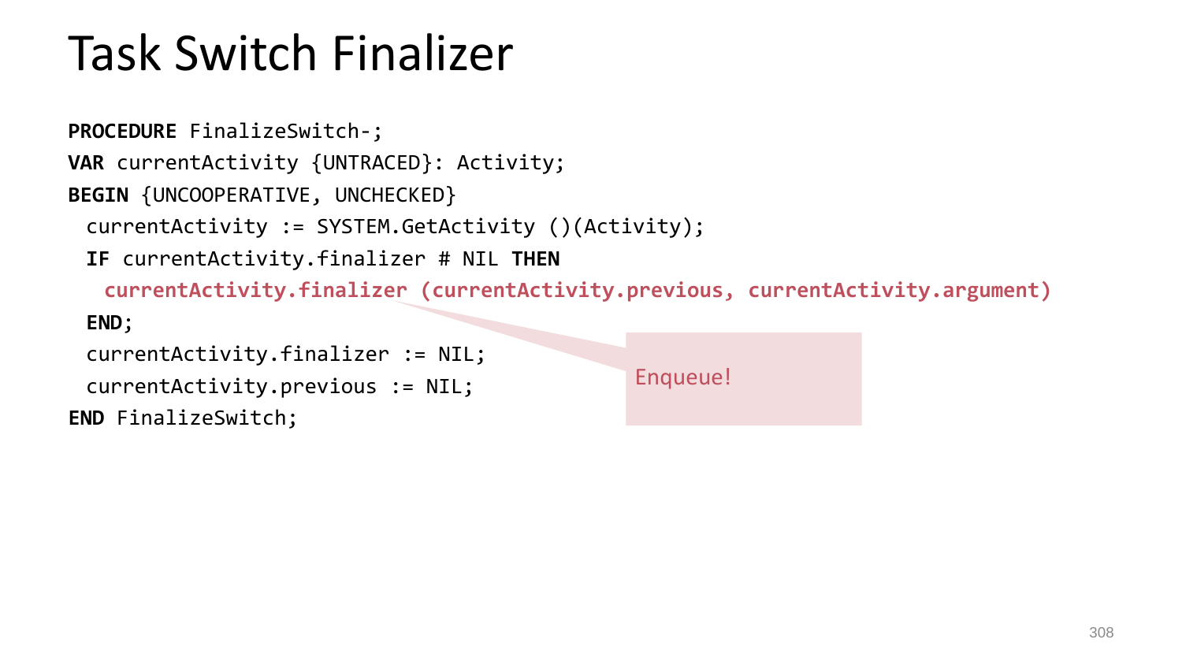# Task Switch Finalizer

```
PROCEDURE FinalizeSwitch-;
VAR currentActivity {UNTRACED}: Activity;
BEGIN {UNCOOPERATIVE, UNCHECKED}
  currentActivity := SYSTEM.GetActivity ()(Activity);
  IF currentActivity.finalizer # NIL THEN
    currentActivity.finalizer (currentActivity.previous, currentActivity.argument)
  END;
  currentActivity.finalizer := NIL;
  currentActivity.previous := NIL;
END FinalizeSwitch;
```

Enqueue!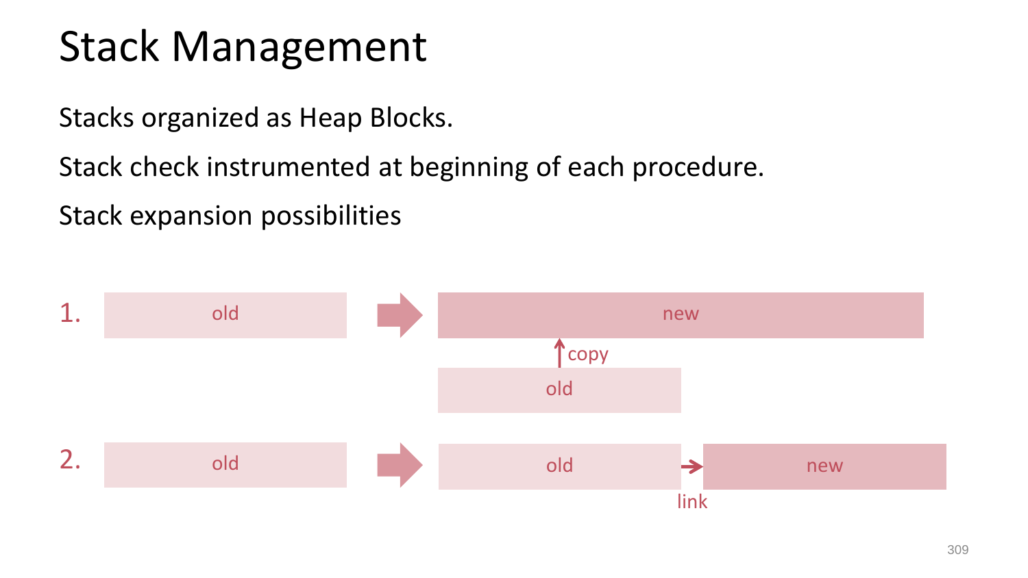# Stack Management

Stacks organized as Heap Blocks.

Stack check instrumented at beginning of each procedure.

Stack expansion possibilities

1. old → new (copy from old)
2. old → old → link → new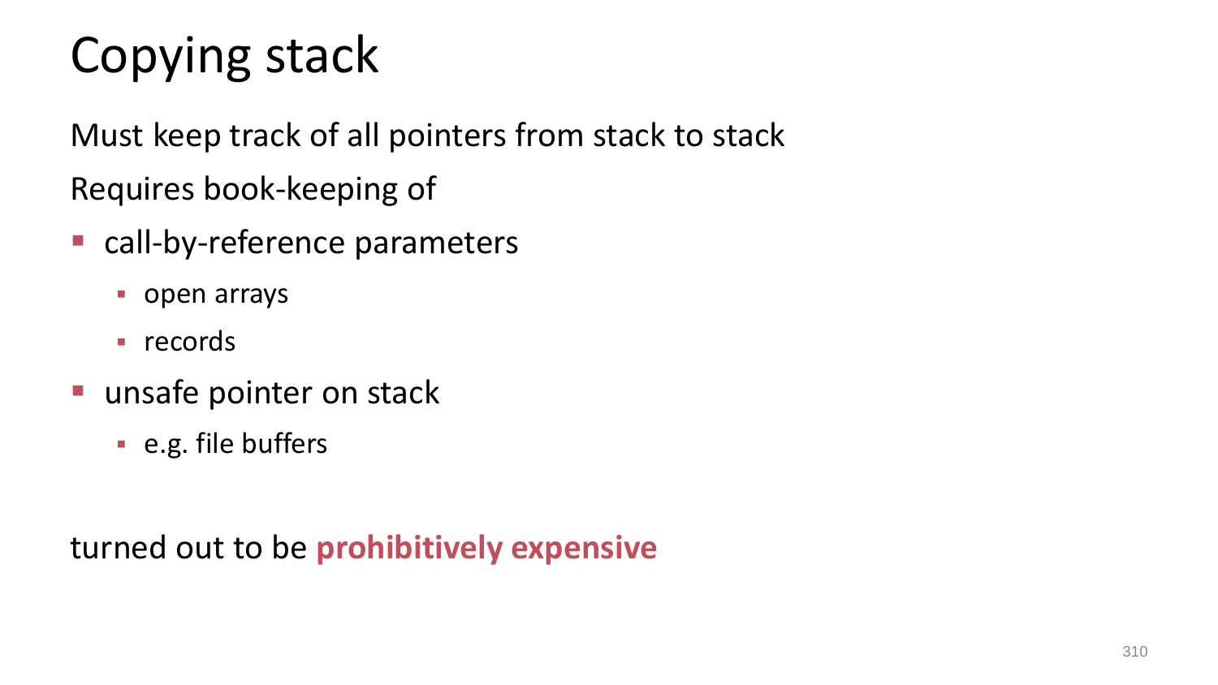# Copying stack

Must keep track of all pointers from stack to stack

Requires book-keeping of

- call-by-reference parameters
  - open arrays
  - records
- unsafe pointer on stack
  - e.g. file buffers

turned out to be **prohibitively expensive**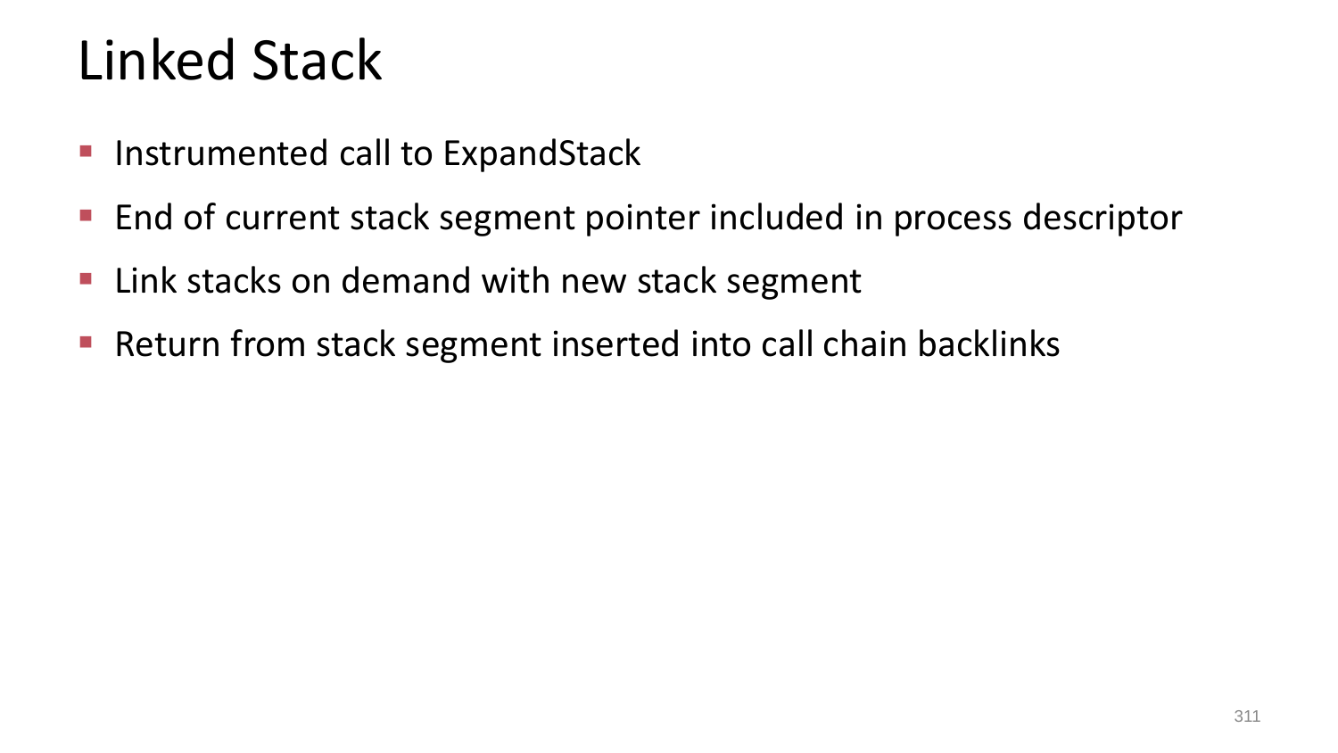# Linked Stack

- Instrumented call to ExpandStack
- End of current stack segment pointer included in process descriptor
- Link stacks on demand with new stack segment
- Return from stack segment inserted into call chain backlinks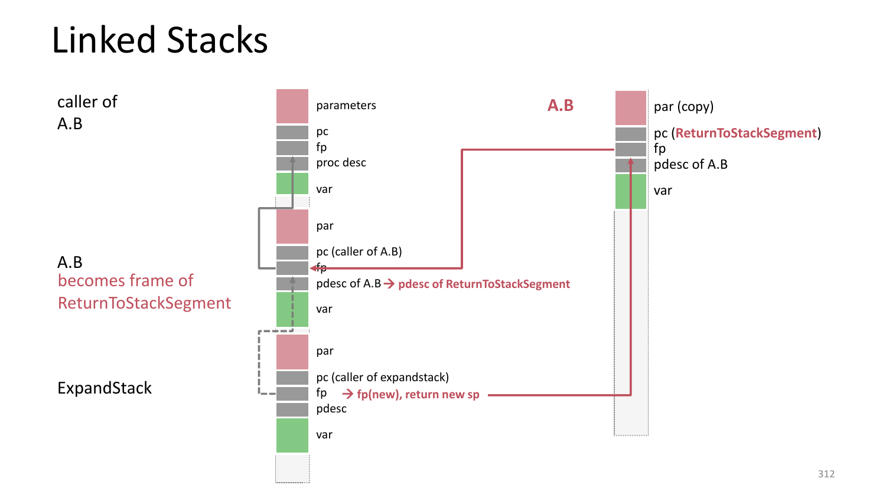# Linked Stacks

caller of A.B

- parameters
- pc
- fp
- proc desc
- var

A.B
becomes frame of ReturnToStackSegment

- par
- pc (caller of A.B)
- fp
- pdesc of A.B → pdesc of ReturnToStackSegment
- var

ExpandStack

- par
- pc (caller of expandstack)
- fp → fp(new), return new sp
- pdesc
- var

**A.B**

- par (copy)
- pc (**ReturnToStackSegment**)
- fp
- pdesc of A.B
- var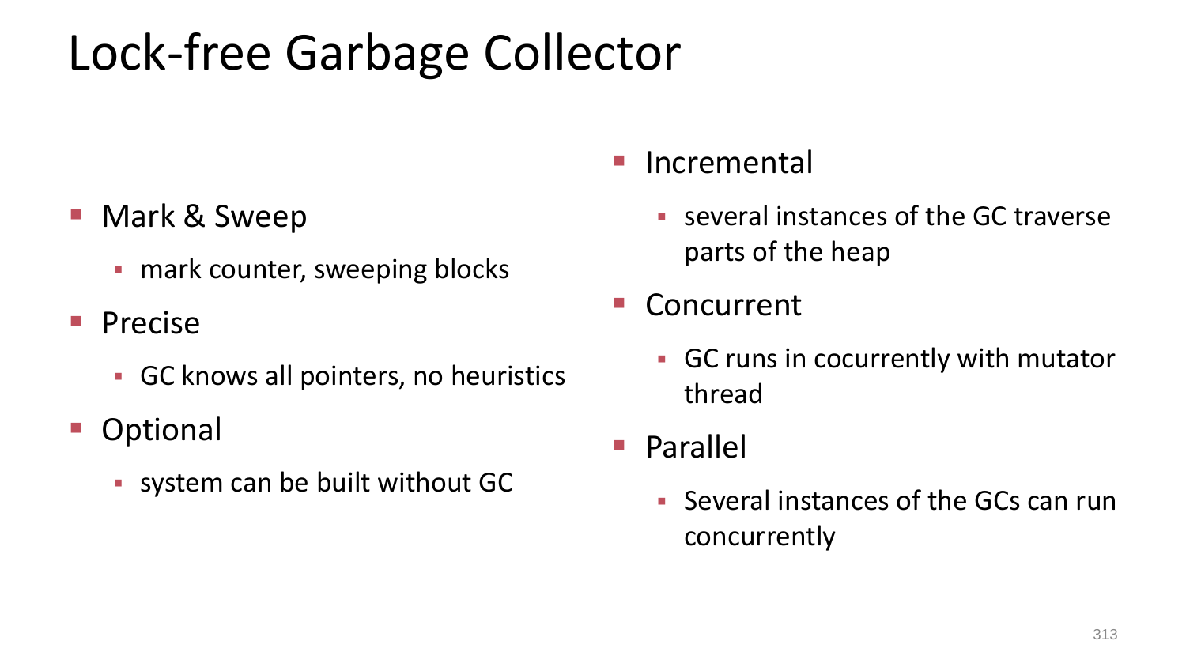# Lock-free Garbage Collector

- Mark & Sweep
  - mark counter, sweeping blocks
- Precise
  - GC knows all pointers, no heuristics
- Optional
  - system can be built without GC
- Incremental
  - several instances of the GC traverse parts of the heap
- Concurrent
  - GC runs in cocurrently with mutator thread
- Parallel
  - Several instances of the GCs can run concurrently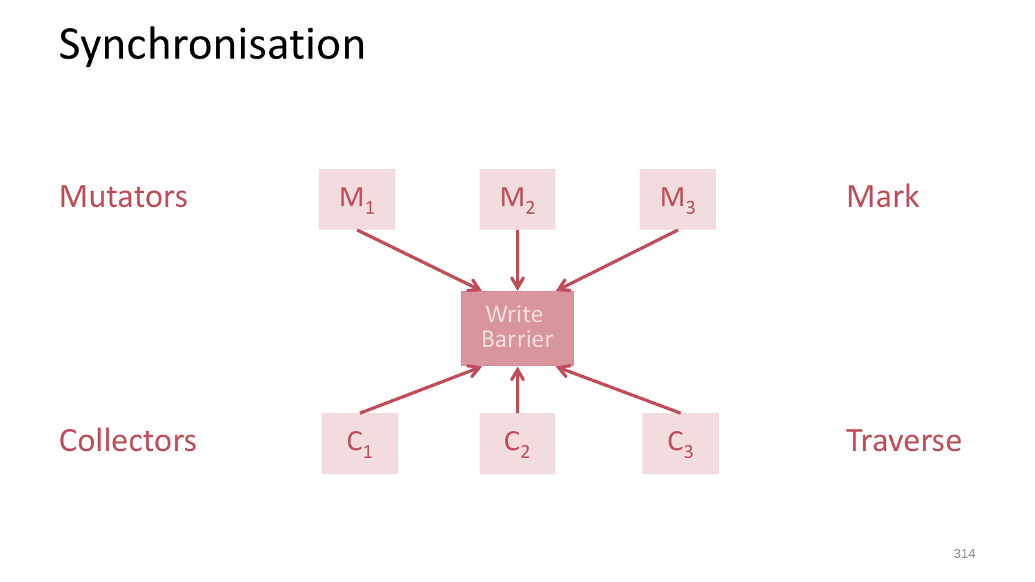# Synchronisation

Mutators — $M_1$, $M_2$, $M_3$ — Mark

Write Barrier

Collectors — $C_1$, $C_2$, $C_3$ — Traverse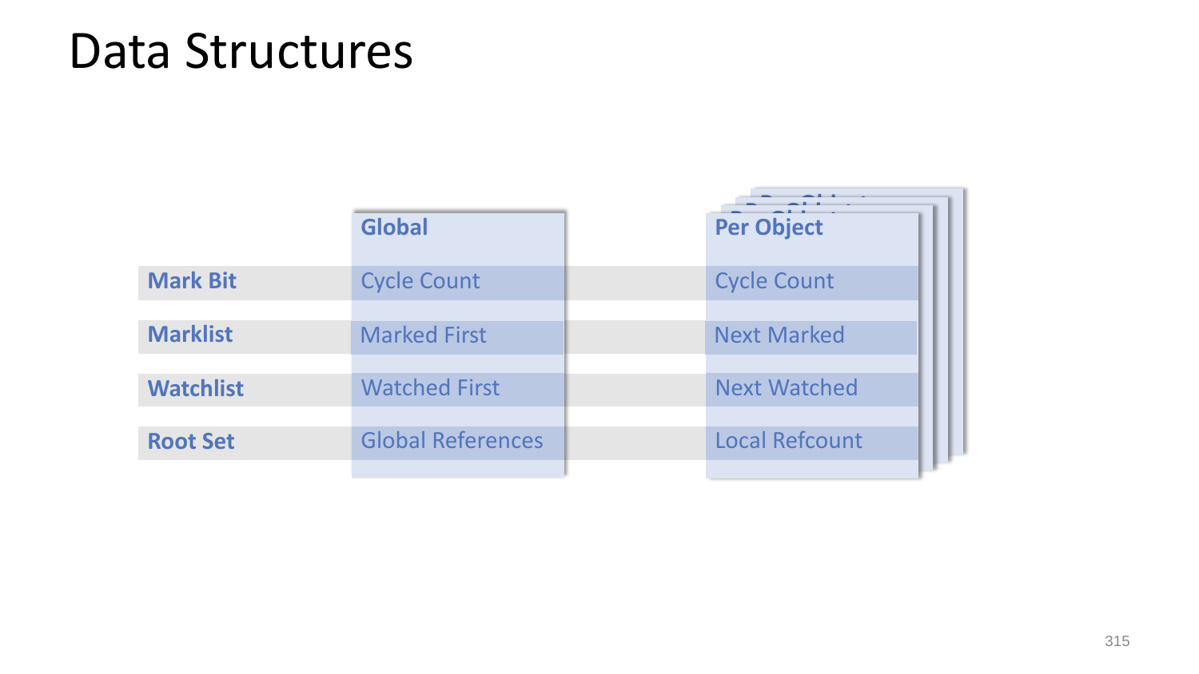# Data Structures

| | Global | Per Object |
|---|---|---|
| **Mark Bit** | Cycle Count | Cycle Count |
| **Marklist** | Marked First | Next Marked |
| **Watchlist** | Watched First | Next Watched |
| **Root Set** | Global References | Local Refcount |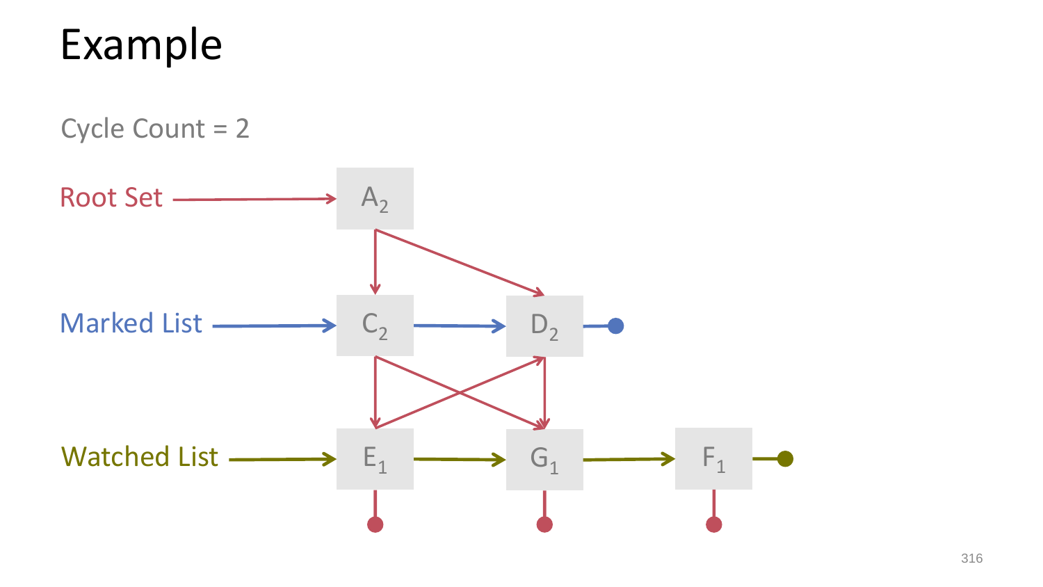# Example

Cycle Count = 2

Root Set → $A_2$

Marked List → $C_2$ → $D_2$

Watched List → $E_1$ → $G_1$ → $F_1$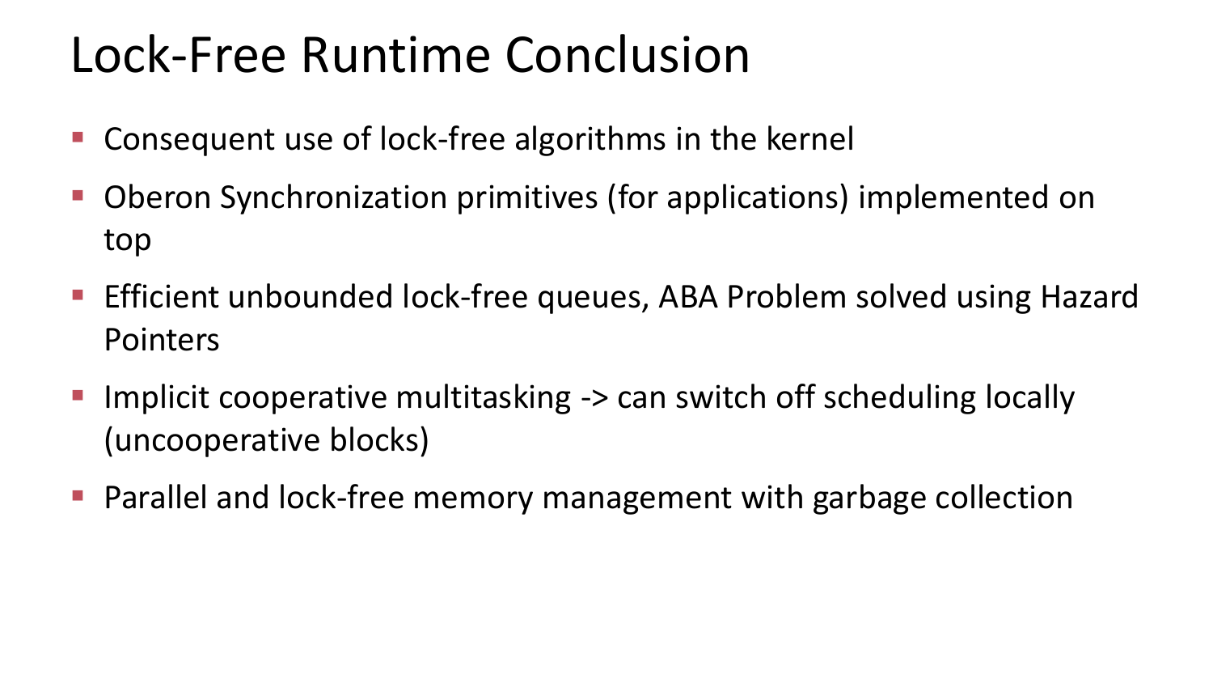# Lock-Free Runtime Conclusion

- Consequent use of lock-free algorithms in the kernel
- Oberon Synchronization primitives (for applications) implemented on top
- Efficient unbounded lock-free queues, ABA Problem solved using Hazard Pointers
- Implicit cooperative multitasking -> can switch off scheduling locally (uncooperative blocks)
- Parallel and lock-free memory management with garbage collection